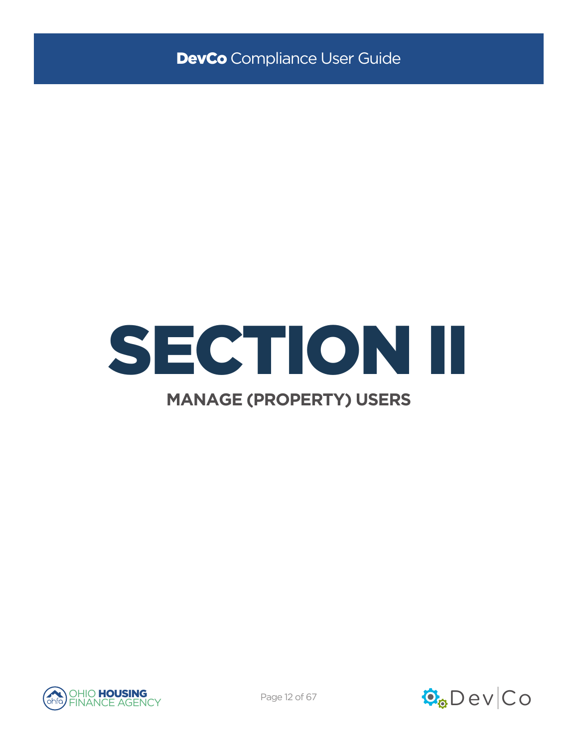# SECTION II

## MANAGE (PROPERTY) USERS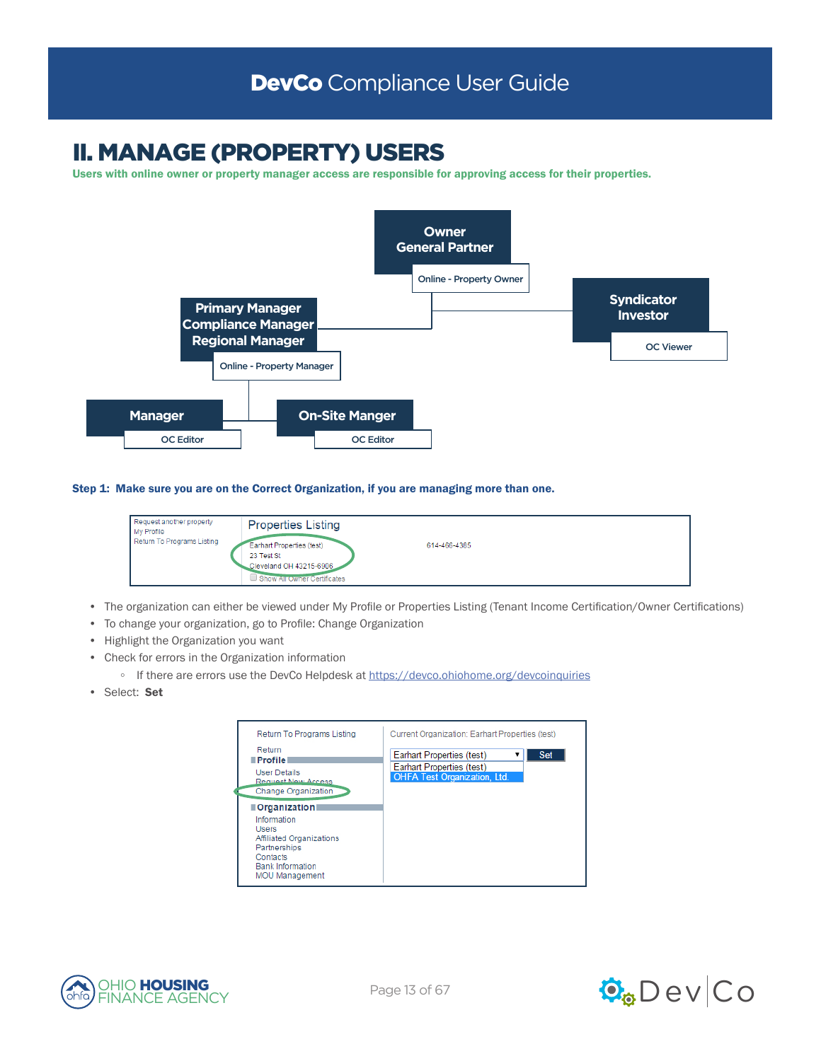# II. MANAGE (PROPERTY) USERS

**Users with online owner or property manager access are responsible for approving access for their properties.**

- **Owner / General Partner** — Online - Property Owner
  - **Primary Manager / Compliance Manager / Regional Manager** — Online - Property Manager
    - **Manager** — OC Editor
    - **On-Site Manger** — OC Editor
  - **Syndicator / Investor** — OC Viewer

**Step 1: Make sure you are on the Correct Organization, if you are managing more than one.**

Request another property
My Profile
Return To Programs Listing

Properties Listing

Earhart Properties (test)
23 Test St
Cleveland OH 43215-6906

614-466-4365

Show All Owner Certificates

- The organization can either be viewed under My Profile or Properties Listing (Tenant Income Certification/Owner Certifications)
- To change your organization, go to Profile: Change Organization
- Highlight the Organization you want
- Check for errors in the Organization information
  - If there are errors use the DevCo Helpdesk at https://devco.ohiohome.org/devcoinquiries
- Select: **Set**

Return To Programs Listing
Return

**Profile**
User Details
Request New Access
Change Organization

**Organization**
Information
Users
Affiliated Organizations
Partnerships
Contacts
Bank Information
MOU Management

Current Organization: Earhart Properties (test)

Earhart Properties (test) [Set]
Earhart Properties (test)
OHFA Test Organization, Ltd.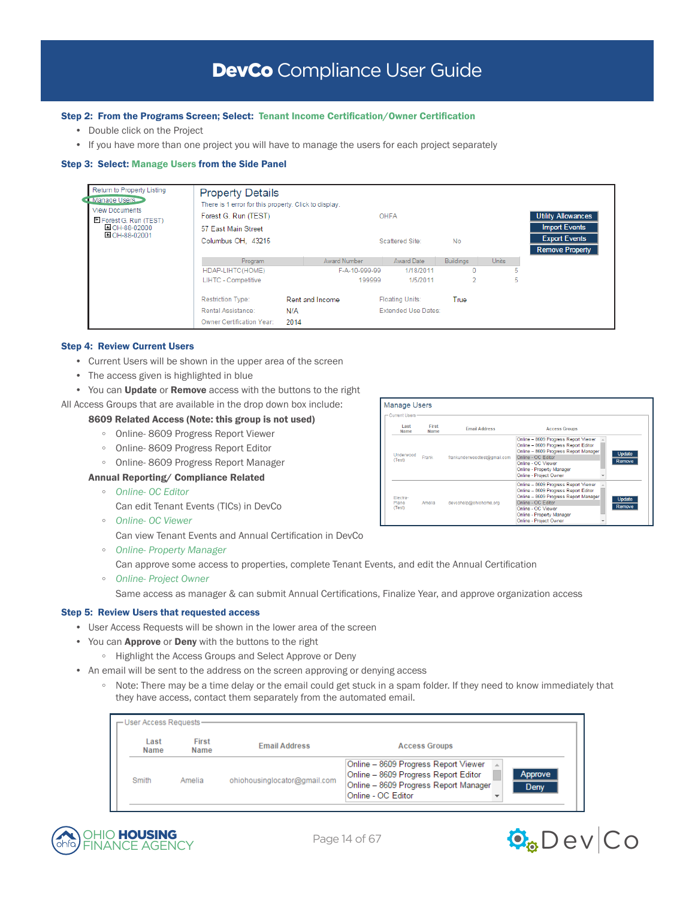**Step 2: From the Programs Screen; Select: Tenant Income Certification/Owner Certification**

- Double click on the Project
- If you have more than one project you will have to manage the users for each project separately

**Step 3: Select: Manage Users from the Side Panel**

Return to Property Listing
Manage Users
View Documents
Forest G. Run (TEST)
OH-88-02000
OH-88-02001

Property Details
There is 1 error for this property. Click to display.

Forest G. Run (TEST) OHFA
57 East Main Street
Columbus OH, 43215 Scattered Site: No

Utility Allowances
Import Events
Export Events
Remove Property

| Program | Award Number | Award Date | Buildings | Units |
|---|---|---|---|---|
| HDAP-LIHTC(HOME) | F-A-10-999-99 | 1/18/2011 | 0 | 5 |
| LIHTC - Competitive | 199999 | 1/5/2011 | 2 | 5 |

Restriction Type: Rent and Income Floating Units: True
Rental Assistance: N/A Extended Use Dates:
Owner Certification Year: 2014

**Step 4: Review Current Users**

- Current Users will be shown in the upper area of the screen
- The access given is highlighted in blue
- You can **Update** or **Remove** access with the buttons to the right

All Access Groups that are available in the drop down box include:

**8609 Related Access (Note: this group is not used)**

- Online- 8609 Progress Report Viewer
- Online- 8609 Progress Report Editor
- Online- 8609 Progress Report Manager

**Annual Reporting/ Compliance Related**

- *Online- OC Editor*

  Can edit Tenant Events (TICs) in DevCo
- *Online- OC Viewer*

  Can view Tenant Events and Annual Certification in DevCo
- *Online- Property Manager*

  Can approve some access to properties, complete Tenant Events, and edit the Annual Certification
- *Online- Project Owner*

  Same access as manager & can submit Annual Certifications, Finalize Year, and approve organization access

Manage Users
Current Users

| Last Name | First Name | Email Address | Access Groups | |
|---|---|---|---|---|
| Underwood (Test) | Frank | frankunderwoodtest@gmail.com | Online – 8609 Progress Report Viewer<br>Online – 8609 Progress Report Editor<br>Online – 8609 Progress Report Manager<br>Online - OC Editor<br>Online - OC Viewer<br>Online - Property Manager<br>Online - Project Owner | Update<br>Remove |
| Electra-Plane (Test) | Amelia | devcohelp@ohiohome.org | Online – 8609 Progress Report Viewer<br>Online – 8609 Progress Report Editor<br>Online – 8609 Progress Report Manager<br>Online - OC Editor<br>Online - OC Viewer<br>Online - Property Manager<br>Online - Project Owner | Update<br>Remove |

**Step 5: Review Users that requested access**

- User Access Requests will be shown in the lower area of the screen
- You can **Approve** or **Deny** with the buttons to the right
  - Highlight the Access Groups and Select Approve or Deny
- An email will be sent to the address on the screen approving or denying access
  - Note: There may be a time delay or the email could get stuck in a spam folder. If they need to know immediately that they have access, contact them separately from the automated email.

User Access Requests

| Last Name | First Name | Email Address | Access Groups | |
|---|---|---|---|---|
| Smith | Amelia | ohiohousinglocator@gmail.com | Online – 8609 Progress Report Viewer<br>Online – 8609 Progress Report Editor<br>Online – 8609 Progress Report Manager<br>Online - OC Editor | Approve<br>Deny |